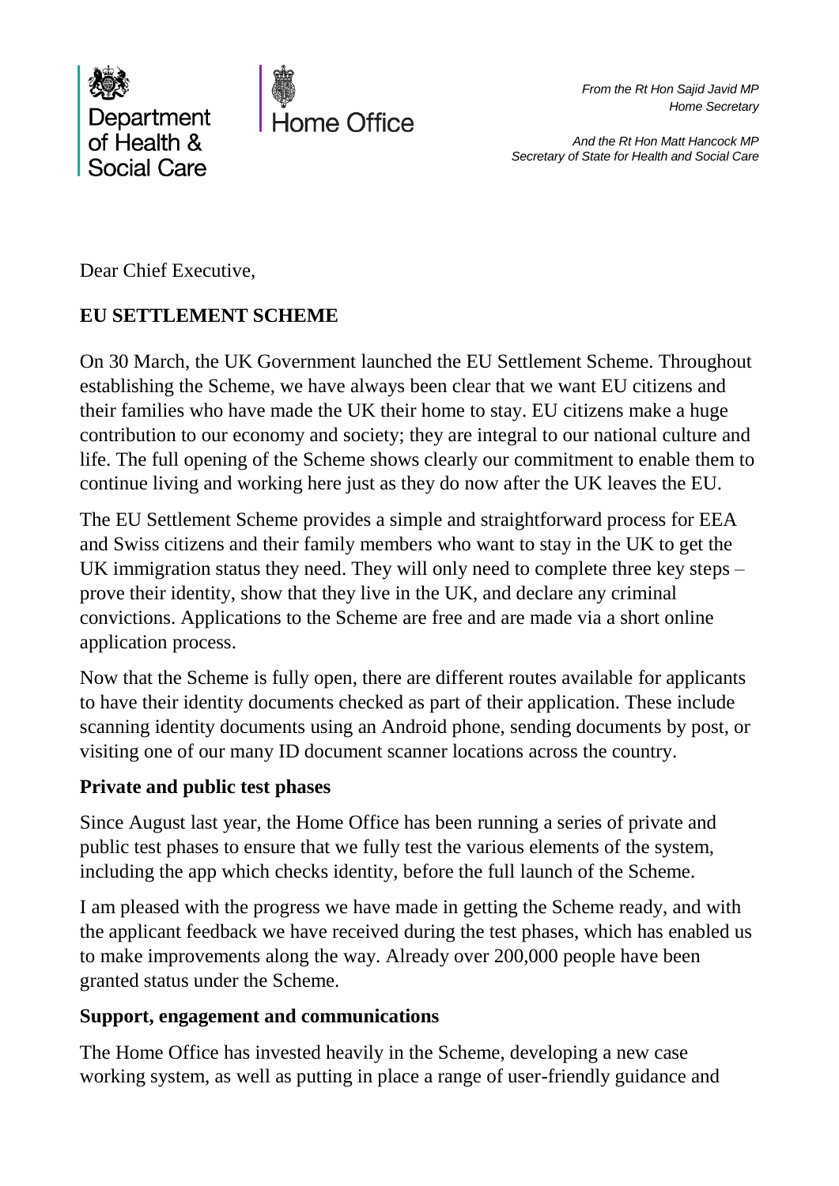Department of Health & Social Care

Home Office

*From the Rt Hon Sajid Javid MP*
*Home Secretary*

*And the Rt Hon Matt Hancock MP*
*Secretary of State for Health and Social Care*

Dear Chief Executive,

**EU SETTLEMENT SCHEME**

On 30 March, the UK Government launched the EU Settlement Scheme. Throughout establishing the Scheme, we have always been clear that we want EU citizens and their families who have made the UK their home to stay. EU citizens make a huge contribution to our economy and society; they are integral to our national culture and life. The full opening of the Scheme shows clearly our commitment to enable them to continue living and working here just as they do now after the UK leaves the EU.

The EU Settlement Scheme provides a simple and straightforward process for EEA and Swiss citizens and their family members who want to stay in the UK to get the UK immigration status they need. They will only need to complete three key steps – prove their identity, show that they live in the UK, and declare any criminal convictions. Applications to the Scheme are free and are made via a short online application process.

Now that the Scheme is fully open, there are different routes available for applicants to have their identity documents checked as part of their application. These include scanning identity documents using an Android phone, sending documents by post, or visiting one of our many ID document scanner locations across the country.

**Private and public test phases**

Since August last year, the Home Office has been running a series of private and public test phases to ensure that we fully test the various elements of the system, including the app which checks identity, before the full launch of the Scheme.

I am pleased with the progress we have made in getting the Scheme ready, and with the applicant feedback we have received during the test phases, which has enabled us to make improvements along the way. Already over 200,000 people have been granted status under the Scheme.

**Support, engagement and communications**

The Home Office has invested heavily in the Scheme, developing a new case working system, as well as putting in place a range of user-friendly guidance and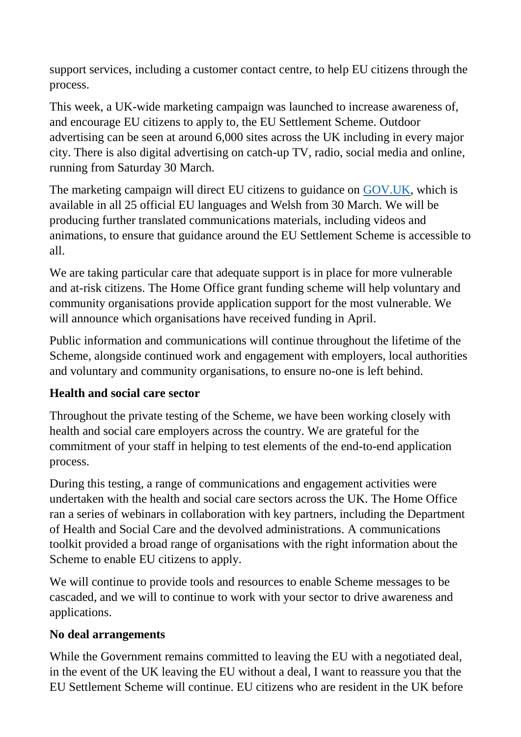support services, including a customer contact centre, to help EU citizens through the process.

This week, a UK-wide marketing campaign was launched to increase awareness of, and encourage EU citizens to apply to, the EU Settlement Scheme. Outdoor advertising can be seen at around 6,000 sites across the UK including in every major city. There is also digital advertising on catch-up TV, radio, social media and online, running from Saturday 30 March.

The marketing campaign will direct EU citizens to guidance on [GOV.UK](GOV.UK), which is available in all 25 official EU languages and Welsh from 30 March. We will be producing further translated communications materials, including videos and animations, to ensure that guidance around the EU Settlement Scheme is accessible to all.

We are taking particular care that adequate support is in place for more vulnerable and at-risk citizens. The Home Office grant funding scheme will help voluntary and community organisations provide application support for the most vulnerable. We will announce which organisations have received funding in April.

Public information and communications will continue throughout the lifetime of the Scheme, alongside continued work and engagement with employers, local authorities and voluntary and community organisations, to ensure no-one is left behind.

**Health and social care sector**

Throughout the private testing of the Scheme, we have been working closely with health and social care employers across the country. We are grateful for the commitment of your staff in helping to test elements of the end-to-end application process.

During this testing, a range of communications and engagement activities were undertaken with the health and social care sectors across the UK. The Home Office ran a series of webinars in collaboration with key partners, including the Department of Health and Social Care and the devolved administrations. A communications toolkit provided a broad range of organisations with the right information about the Scheme to enable EU citizens to apply.

We will continue to provide tools and resources to enable Scheme messages to be cascaded, and we will to continue to work with your sector to drive awareness and applications.

**No deal arrangements**

While the Government remains committed to leaving the EU with a negotiated deal, in the event of the UK leaving the EU without a deal, I want to reassure you that the EU Settlement Scheme will continue. EU citizens who are resident in the UK before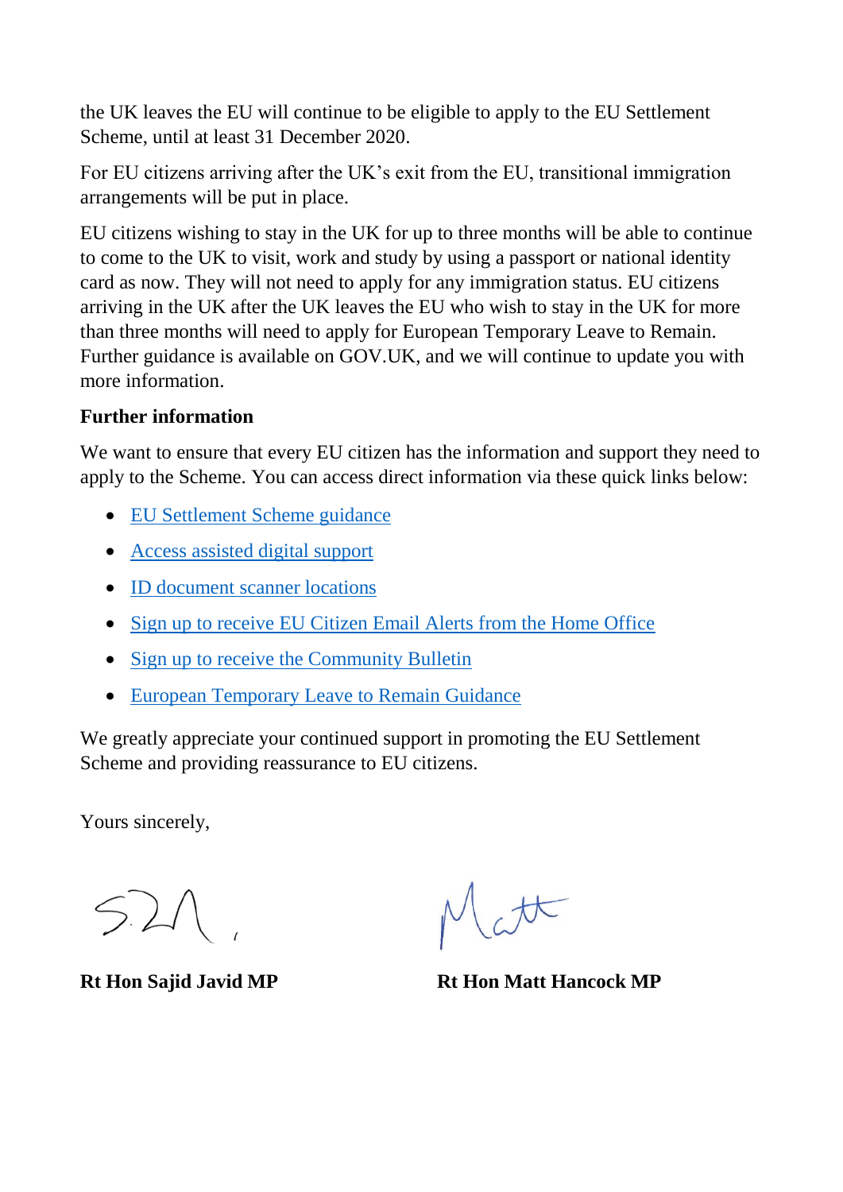the UK leaves the EU will continue to be eligible to apply to the EU Settlement Scheme, until at least 31 December 2020.

For EU citizens arriving after the UK's exit from the EU, transitional immigration arrangements will be put in place.

EU citizens wishing to stay in the UK for up to three months will be able to continue to come to the UK to visit, work and study by using a passport or national identity card as now. They will not need to apply for any immigration status. EU citizens arriving in the UK after the UK leaves the EU who wish to stay in the UK for more than three months will need to apply for European Temporary Leave to Remain. Further guidance is available on GOV.UK, and we will continue to update you with more information.

**Further information**

We want to ensure that every EU citizen has the information and support they need to apply to the Scheme. You can access direct information via these quick links below:

- EU Settlement Scheme guidance
- Access assisted digital support
- ID document scanner locations
- Sign up to receive EU Citizen Email Alerts from the Home Office
- Sign up to receive the Community Bulletin
- European Temporary Leave to Remain Guidance

We greatly appreciate your continued support in promoting the EU Settlement Scheme and providing reassurance to EU citizens.

Yours sincerely,

**Rt Hon Sajid Javid MP** **Rt Hon Matt Hancock MP**